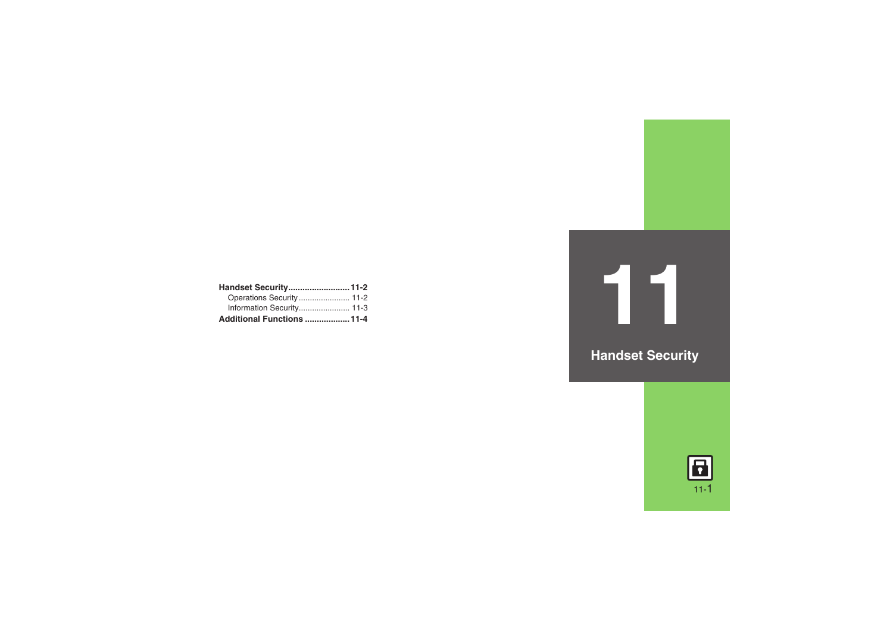# 11

# Handset Security

**Handset Security** .......................... **11-2**

- Operations Security ....................... 11-2
- Information Security....................... 11-3

**Additional Functions** ................... **11-4**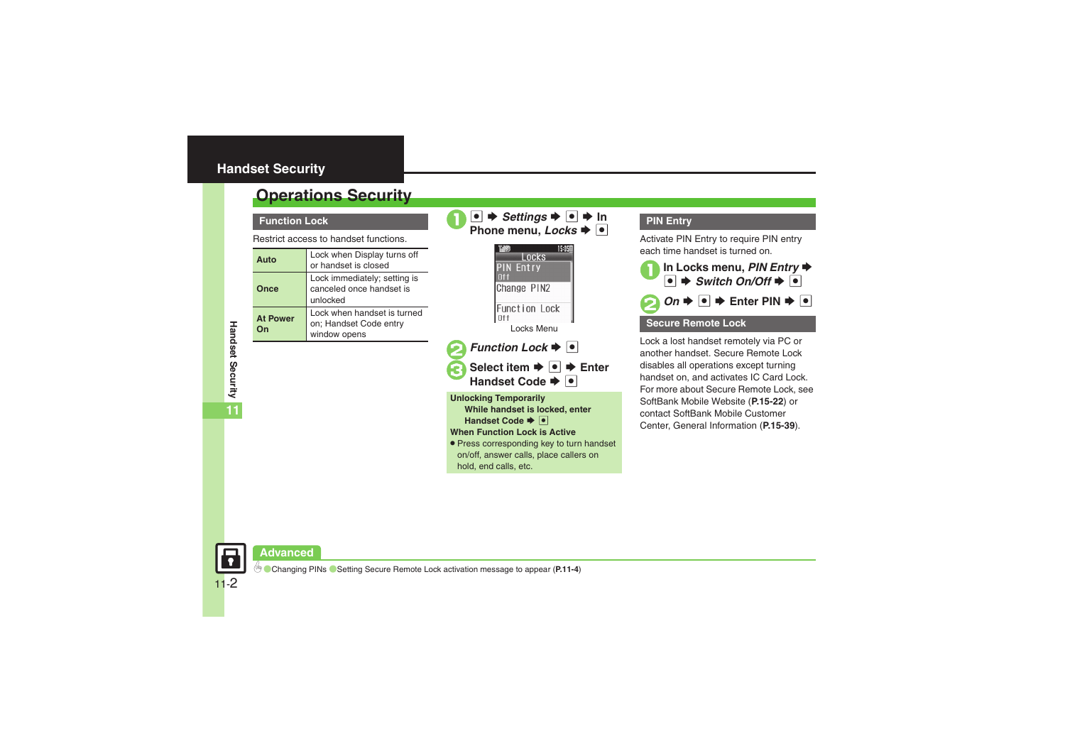## Operations Security

### Function Lock

Restrict access to handset functions.

| | |
|---|---|
| **Auto** | Lock when Display turns off or handset is closed |
| **Once** | Lock immediately; setting is canceled once handset is unlocked |
| **At Power On** | Lock when handset is turned on; Handset Code entry window opens |

1. ● ➡ *Settings* ➡ ● ➡ In Phone menu, *Locks* ➡ ●

Locks Menu

2. *Function Lock* ➡ ●
3. Select item ➡ ● ➡ Enter Handset Code ➡ ●

**Unlocking Temporarily**

**While handset is locked, enter Handset Code ➡ ●**

**When Function Lock is Active**

- Press corresponding key to turn handset on/off, answer calls, place callers on hold, end calls, etc.

### PIN Entry

Activate PIN Entry to require PIN entry each time handset is turned on.

1. In Locks menu, *PIN Entry* ➡ ● ➡ *Switch On/Off* ➡ ●
2. *On* ➡ ● ➡ Enter PIN ➡ ●

### Secure Remote Lock

Lock a lost handset remotely via PC or another handset. Secure Remote Lock disables all operations except turning handset on, and activates IC Card Lock. For more about Secure Remote Lock, see SoftBank Mobile Website (**P.15-22**) or contact SoftBank Mobile Customer Center, General Information (**P.15-39**).

**Advanced**

Changing PINs Setting Secure Remote Lock activation message to appear (**P.11-4**)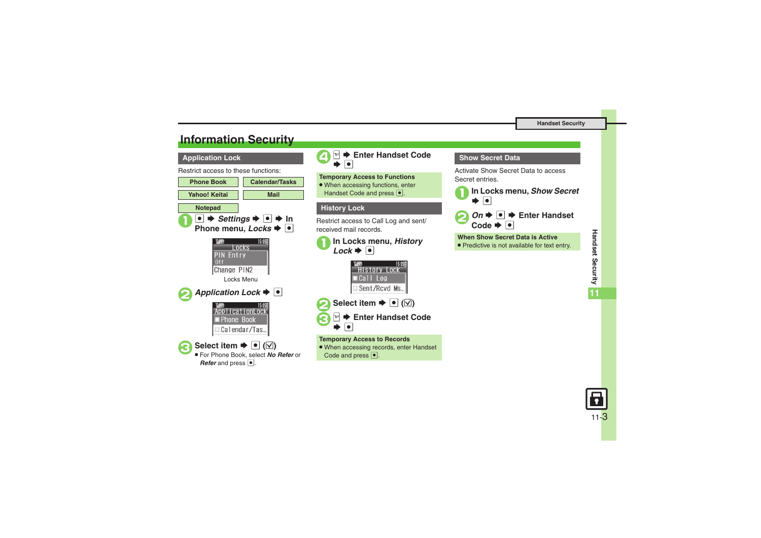# Information Security

## Application Lock

Restrict access to these functions:

| Phone Book | Calendar/Tasks |
| --- | --- |
| Yahoo! Keitai | Mail |
| Notepad | |

1. ● ➡ *Settings* ➡ ● ➡ In Phone menu, *Locks* ➡ ●

   Locks Menu

2. *Application Lock* ➡ ●

3. Select item ➡ ● (☑)
   - For Phone Book, select *No Refer* or *Refer* and press ●.

4. ✉ ➡ Enter Handset Code ➡ ●

**Temporary Access to Functions**
- When accessing functions, enter Handset Code and press ●.

## History Lock

Restrict access to Call Log and sent/received mail records.

1. In Locks menu, *History Lock* ➡ ●

2. Select item ➡ ● (☑)

3. ✉ ➡ Enter Handset Code ➡ ●

**Temporary Access to Records**
- When accessing records, enter Handset Code and press ●.

## Show Secret Data

Activate Show Secret Data to access Secret entries.

1. In Locks menu, *Show Secret* ➡ ●

2. *On* ➡ ● ➡ Enter Handset Code ➡ ●

**When Show Secret Data is Active**
- Predictive is not available for text entry.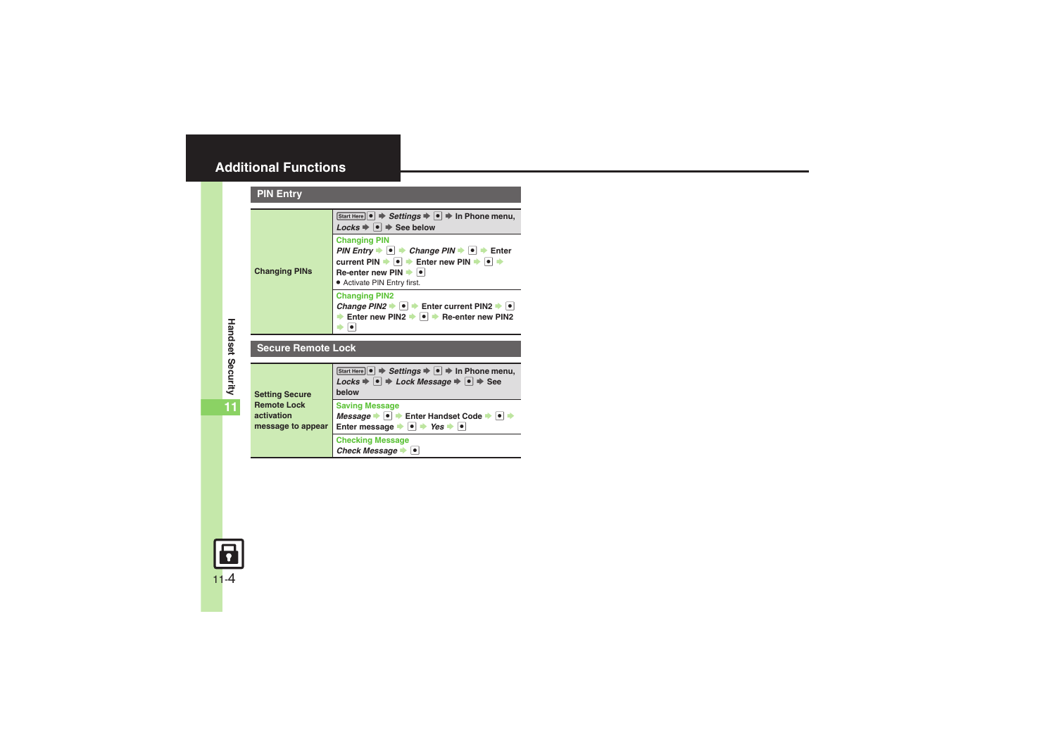# Additional Functions

## PIN Entry

| | |
|---|---|
| Changing PINs | Start Here ● ➡ *Settings* ➡ ● ➡ In Phone menu, *Locks* ➡ ● ➡ See below |
| | **Changing PIN**<br>*PIN Entry* ➡ ● ➡ *Change PIN* ➡ ● ➡ Enter current PIN ➡ ● ➡ Enter new PIN ➡ ● ➡ Re-enter new PIN ➡ ●<br>● Activate PIN Entry first. |
| | **Changing PIN2**<br>*Change PIN2* ➡ ● ➡ Enter current PIN2 ➡ ● ➡ Enter new PIN2 ➡ ● ➡ Re-enter new PIN2 ➡ ● |

## Secure Remote Lock

| | |
|---|---|
| Setting Secure Remote Lock activation message to appear | Start Here ● ➡ *Settings* ➡ ● ➡ In Phone menu, *Locks* ➡ ● ➡ *Lock Message* ➡ ● ➡ See below |
| | **Saving Message**<br>*Message* ➡ ● ➡ Enter Handset Code ➡ ● ➡ Enter message ➡ ● ➡ *Yes* ➡ ● |
| | **Checking Message**<br>*Check Message* ➡ ● |